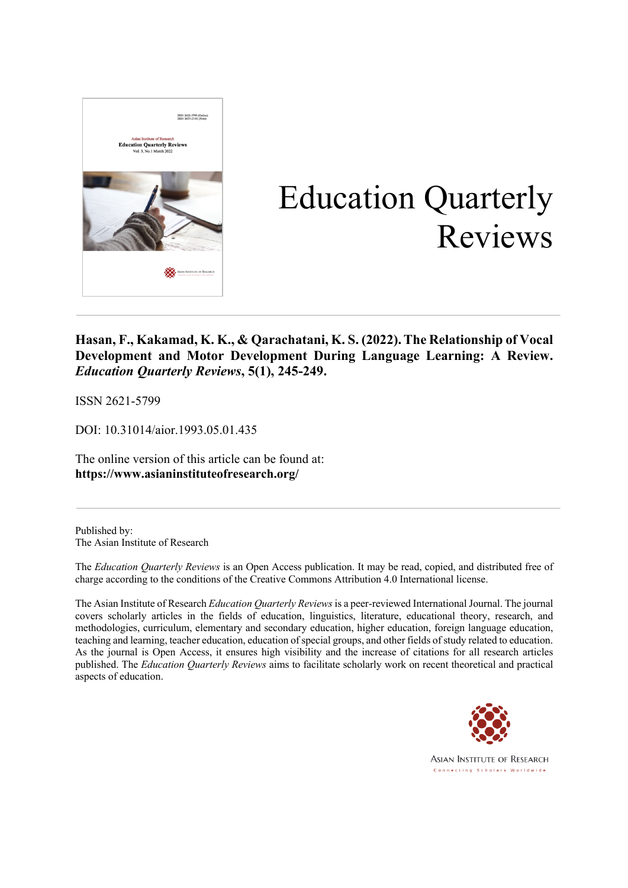# Education Quarterly Reviews

**Hasan, F., Kakamad, K. K., & Qarachatani, K. S. (2022). The Relationship of Vocal Development and Motor Development During Language Learning: A Review. *Education Quarterly Reviews*, 5(1), 245-249.**

ISSN 2621-5799

DOI: 10.31014/aior.1993.05.01.435

The online version of this article can be found at:
**https://www.asianinstituteofresearch.org/**

---

Published by:
The Asian Institute of Research

The *Education Quarterly Reviews* is an Open Access publication. It may be read, copied, and distributed free of charge according to the conditions of the Creative Commons Attribution 4.0 International license.

The Asian Institute of Research *Education Quarterly Reviews* is a peer-reviewed International Journal. The journal covers scholarly articles in the fields of education, linguistics, literature, educational theory, research, and methodologies, curriculum, elementary and secondary education, higher education, foreign language education, teaching and learning, teacher education, education of special groups, and other fields of study related to education. As the journal is Open Access, it ensures high visibility and the increase of citations for all research articles published. The *Education Quarterly Reviews* aims to facilitate scholarly work on recent theoretical and practical aspects of education.

ASIAN INSTITUTE OF RESEARCH
Connecting Scholars Worldwide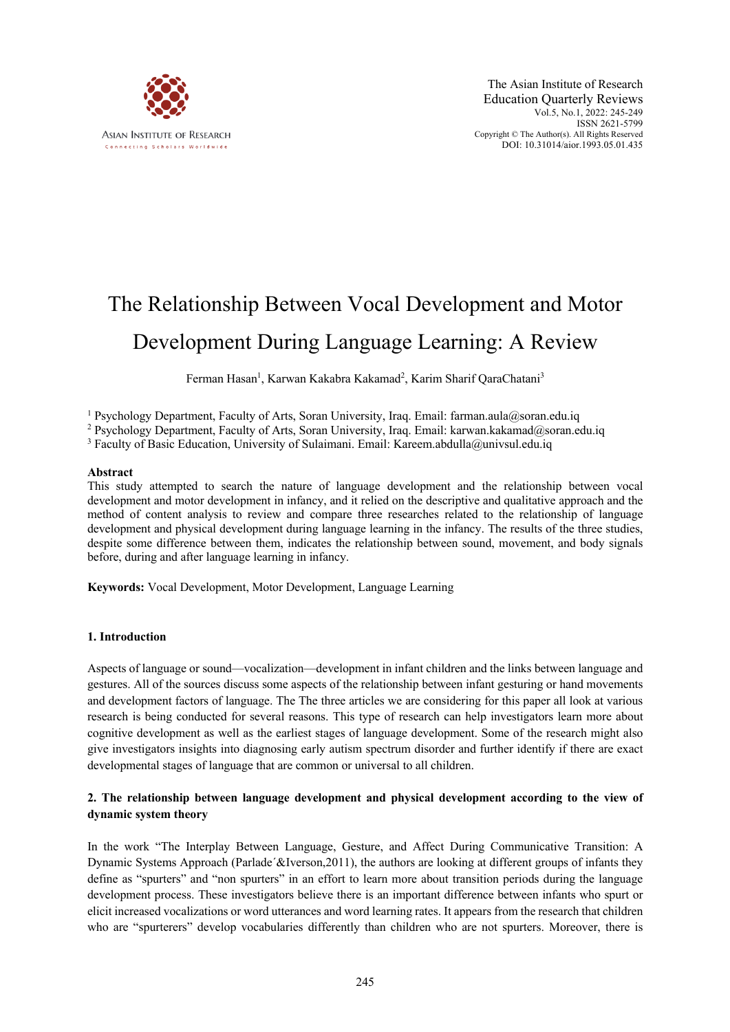# The Relationship Between Vocal Development and Motor Development During Language Learning: A Review

Ferman Hasan[1], Karwan Kakabra Kakamad[2], Karim Sharif QaraChatani[3]

[1] Psychology Department, Faculty of Arts, Soran University, Iraq. Email: farman.aula@soran.edu.iq
[2] Psychology Department, Faculty of Arts, Soran University, Iraq. Email: karwan.kakamad@soran.edu.iq
[3] Faculty of Basic Education, University of Sulaimani. Email: Kareem.abdulla@univsul.edu.iq

### Abstract

This study attempted to search the nature of language development and the relationship between vocal development and motor development in infancy, and it relied on the descriptive and qualitative approach and the method of content analysis to review and compare three researches related to the relationship of language development and physical development during language learning in the infancy. The results of the three studies, despite some difference between them, indicates the relationship between sound, movement, and body signals before, during and after language learning in infancy.

**Keywords:** Vocal Development, Motor Development, Language Learning

## 1. Introduction

Aspects of language or sound—vocalization—development in infant children and the links between language and gestures. All of the sources discuss some aspects of the relationship between infant gesturing or hand movements and development factors of language. The The three articles we are considering for this paper all look at various research is being conducted for several reasons. This type of research can help investigators learn more about cognitive development as well as the earliest stages of language development. Some of the research might also give investigators insights into diagnosing early autism spectrum disorder and further identify if there are exact developmental stages of language that are common or universal to all children.

## 2. The relationship between language development and physical development according to the view of dynamic system theory

In the work "The Interplay Between Language, Gesture, and Affect During Communicative Transition: A Dynamic Systems Approach (Parlade´&Iverson,2011), the authors are looking at different groups of infants they define as "spurters" and "non spurters" in an effort to learn more about transition periods during the language development process. These investigators believe there is an important difference between infants who spurt or elicit increased vocalizations or word utterances and word learning rates. It appears from the research that children who are "spurterers" develop vocabularies differently than children who are not spurters. Moreover, there is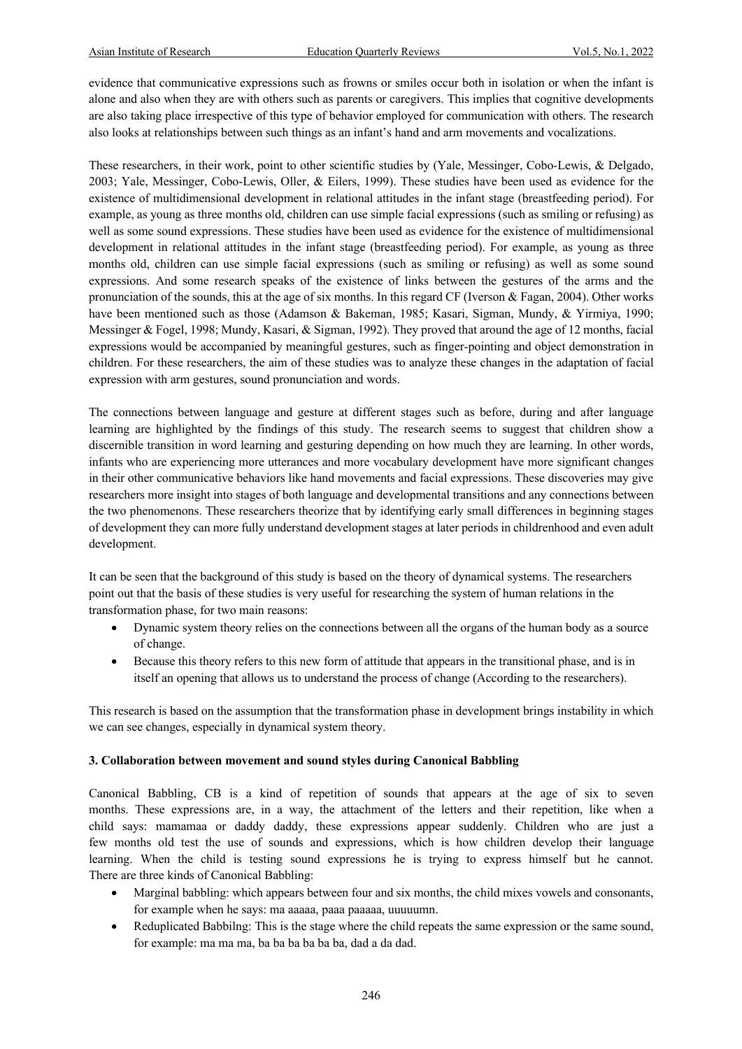evidence that communicative expressions such as frowns or smiles occur both in isolation or when the infant is alone and also when they are with others such as parents or caregivers. This implies that cognitive developments are also taking place irrespective of this type of behavior employed for communication with others. The research also looks at relationships between such things as an infant's hand and arm movements and vocalizations.

These researchers, in their work, point to other scientific studies by (Yale, Messinger, Cobo-Lewis, & Delgado, 2003; Yale, Messinger, Cobo-Lewis, Oller, & Eilers, 1999). These studies have been used as evidence for the existence of multidimensional development in relational attitudes in the infant stage (breastfeeding period). For example, as young as three months old, children can use simple facial expressions (such as smiling or refusing) as well as some sound expressions. These studies have been used as evidence for the existence of multidimensional development in relational attitudes in the infant stage (breastfeeding period). For example, as young as three months old, children can use simple facial expressions (such as smiling or refusing) as well as some sound expressions. And some research speaks of the existence of links between the gestures of the arms and the pronunciation of the sounds, this at the age of six months. In this regard CF (Iverson & Fagan, 2004). Other works have been mentioned such as those (Adamson & Bakeman, 1985; Kasari, Sigman, Mundy, & Yirmiya, 1990; Messinger & Fogel, 1998; Mundy, Kasari, & Sigman, 1992). They proved that around the age of 12 months, facial expressions would be accompanied by meaningful gestures, such as finger-pointing and object demonstration in children. For these researchers, the aim of these studies was to analyze these changes in the adaptation of facial expression with arm gestures, sound pronunciation and words.

The connections between language and gesture at different stages such as before, during and after language learning are highlighted by the findings of this study. The research seems to suggest that children show a discernible transition in word learning and gesturing depending on how much they are learning. In other words, infants who are experiencing more utterances and more vocabulary development have more significant changes in their other communicative behaviors like hand movements and facial expressions. These discoveries may give researchers more insight into stages of both language and developmental transitions and any connections between the two phenomenons. These researchers theorize that by identifying early small differences in beginning stages of development they can more fully understand development stages at later periods in childrenhood and even adult development.

It can be seen that the background of this study is based on the theory of dynamical systems. The researchers point out that the basis of these studies is very useful for researching the system of human relations in the transformation phase, for two main reasons:

- Dynamic system theory relies on the connections between all the organs of the human body as a source of change.
- Because this theory refers to this new form of attitude that appears in the transitional phase, and is in itself an opening that allows us to understand the process of change (According to the researchers).

This research is based on the assumption that the transformation phase in development brings instability in which we can see changes, especially in dynamical system theory.

### 3. Collaboration between movement and sound styles during Canonical Babbling

Canonical Babbling, CB is a kind of repetition of sounds that appears at the age of six to seven months. These expressions are, in a way, the attachment of the letters and their repetition, like when a child says: mamamaa or daddy daddy, these expressions appear suddenly. Children who are just a few months old test the use of sounds and expressions, which is how children develop their language learning. When the child is testing sound expressions he is trying to express himself but he cannot. There are three kinds of Canonical Babbling:

- Marginal babbling: which appears between four and six months, the child mixes vowels and consonants, for example when he says: ma aaaaa, paaa paaaaa, uuuuumn.
- Reduplicated Babbilng: This is the stage where the child repeats the same expression or the same sound, for example: ma ma ma, ba ba ba ba ba ba, dad a da dad.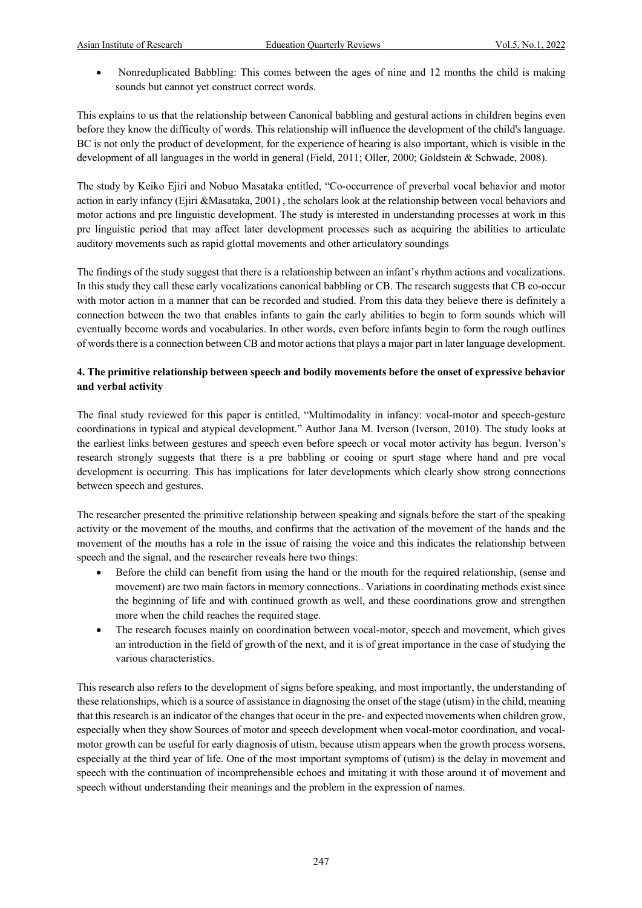- Nonreduplicated Babbling: This comes between the ages of nine and 12 months the child is making sounds but cannot yet construct correct words.

This explains to us that the relationship between Canonical babbling and gestural actions in children begins even before they know the difficulty of words. This relationship will influence the development of the child's language. BC is not only the product of development, for the experience of hearing is also important, which is visible in the development of all languages in the world in general (Field, 2011; Oller, 2000; Goldstein & Schwade, 2008).

The study by Keiko Ejiri and Nobuo Masataka entitled, "Co-occurrence of preverbal vocal behavior and motor action in early infancy (Ejiri &Masataka, 2001) , the scholars look at the relationship between vocal behaviors and motor actions and pre linguistic development. The study is interested in understanding processes at work in this pre linguistic period that may affect later development processes such as acquiring the abilities to articulate auditory movements such as rapid glottal movements and other articulatory soundings

The findings of the study suggest that there is a relationship between an infant's rhythm actions and vocalizations. In this study they call these early vocalizations canonical babbling or CB. The research suggests that CB co-occur with motor action in a manner that can be recorded and studied. From this data they believe there is definitely a connection between the two that enables infants to gain the early abilities to begin to form sounds which will eventually become words and vocabularies. In other words, even before infants begin to form the rough outlines of words there is a connection between CB and motor actions that plays a major part in later language development.

## 4. The primitive relationship between speech and bodily movements before the onset of expressive behavior and verbal activity

The final study reviewed for this paper is entitled, "Multimodality in infancy: vocal-motor and speech-gesture coordinations in typical and atypical development." Author Jana M. Iverson (Iverson, 2010). The study looks at the earliest links between gestures and speech even before speech or vocal motor activity has begun. Iverson's research strongly suggests that there is a pre babbling or cooing or spurt stage where hand and pre vocal development is occurring. This has implications for later developments which clearly show strong connections between speech and gestures.

The researcher presented the primitive relationship between speaking and signals before the start of the speaking activity or the movement of the mouths, and confirms that the activation of the movement of the hands and the movement of the mouths has a role in the issue of raising the voice and this indicates the relationship between speech and the signal, and the researcher reveals here two things:

- Before the child can benefit from using the hand or the mouth for the required relationship, (sense and movement) are two main factors in memory connections.. Variations in coordinating methods exist since the beginning of life and with continued growth as well, and these coordinations grow and strengthen more when the child reaches the required stage.
- The research focuses mainly on coordination between vocal-motor, speech and movement, which gives an introduction in the field of growth of the next, and it is of great importance in the case of studying the various characteristics.

This research also refers to the development of signs before speaking, and most importantly, the understanding of these relationships, which is a source of assistance in diagnosing the onset of the stage (utism) in the child, meaning that this research is an indicator of the changes that occur in the pre- and expected movements when children grow, especially when they show Sources of motor and speech development when vocal-motor coordination, and vocal-motor growth can be useful for early diagnosis of utism, because utism appears when the growth process worsens, especially at the third year of life. One of the most important symptoms of (utism) is the delay in movement and speech with the continuation of incomprehensible echoes and imitating it with those around it of movement and speech without understanding their meanings and the problem in the expression of names.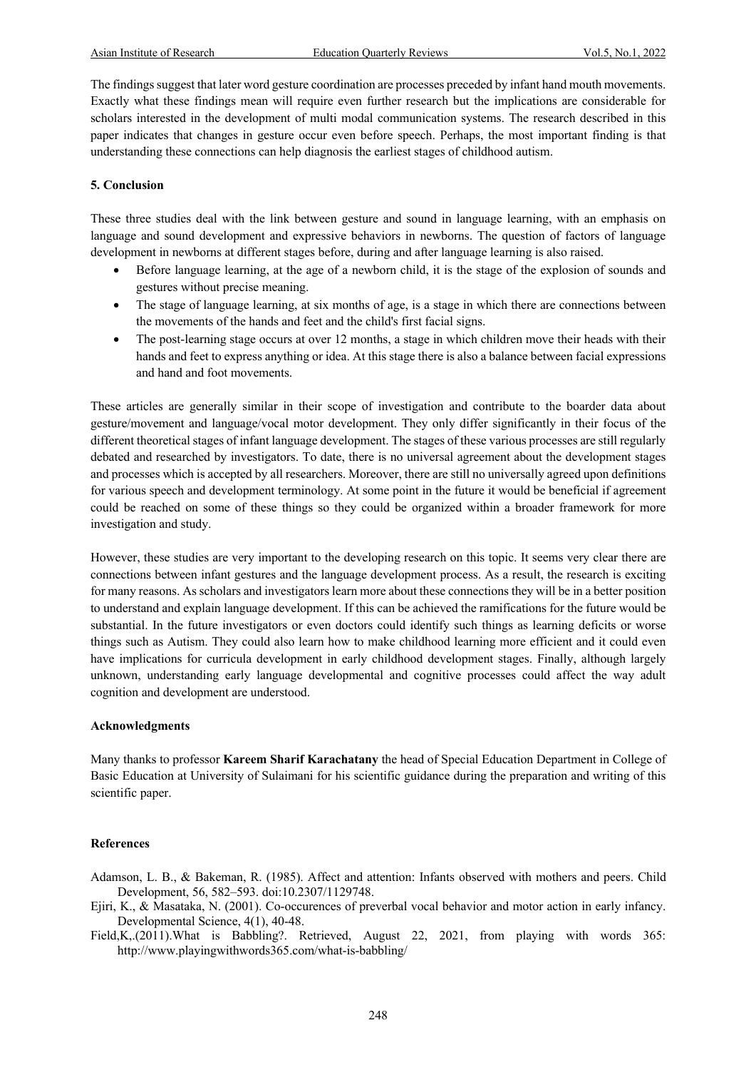The findings suggest that later word gesture coordination are processes preceded by infant hand mouth movements. Exactly what these findings mean will require even further research but the implications are considerable for scholars interested in the development of multi modal communication systems. The research described in this paper indicates that changes in gesture occur even before speech. Perhaps, the most important finding is that understanding these connections can help diagnosis the earliest stages of childhood autism.

## 5. Conclusion

These three studies deal with the link between gesture and sound in language learning, with an emphasis on language and sound development and expressive behaviors in newborns. The question of factors of language development in newborns at different stages before, during and after language learning is also raised.

- Before language learning, at the age of a newborn child, it is the stage of the explosion of sounds and gestures without precise meaning.
- The stage of language learning, at six months of age, is a stage in which there are connections between the movements of the hands and feet and the child's first facial signs.
- The post-learning stage occurs at over 12 months, a stage in which children move their heads with their hands and feet to express anything or idea. At this stage there is also a balance between facial expressions and hand and foot movements.

These articles are generally similar in their scope of investigation and contribute to the boarder data about gesture/movement and language/vocal motor development. They only differ significantly in their focus of the different theoretical stages of infant language development. The stages of these various processes are still regularly debated and researched by investigators. To date, there is no universal agreement about the development stages and processes which is accepted by all researchers. Moreover, there are still no universally agreed upon definitions for various speech and development terminology. At some point in the future it would be beneficial if agreement could be reached on some of these things so they could be organized within a broader framework for more investigation and study.

However, these studies are very important to the developing research on this topic. It seems very clear there are connections between infant gestures and the language development process. As a result, the research is exciting for many reasons. As scholars and investigators learn more about these connections they will be in a better position to understand and explain language development. If this can be achieved the ramifications for the future would be substantial. In the future investigators or even doctors could identify such things as learning deficits or worse things such as Autism. They could also learn how to make childhood learning more efficient and it could even have implications for curricula development in early childhood development stages. Finally, although largely unknown, understanding early language developmental and cognitive processes could affect the way adult cognition and development are understood.

## Acknowledgments

Many thanks to professor **Kareem Sharif Karachatany** the head of Special Education Department in College of Basic Education at University of Sulaimani for his scientific guidance during the preparation and writing of this scientific paper.

## References

Adamson, L. B., & Bakeman, R. (1985). Affect and attention: Infants observed with mothers and peers. Child Development, 56, 582–593. doi:10.2307/1129748.

Ejiri, K., & Masataka, N. (2001). Co-occurences of preverbal vocal behavior and motor action in early infancy. Developmental Science, 4(1), 40-48.

Field,K,.(2011).What is Babbling?. Retrieved, August 22, 2021, from playing with words 365: http://www.playingwithwords365.com/what-is-babbling/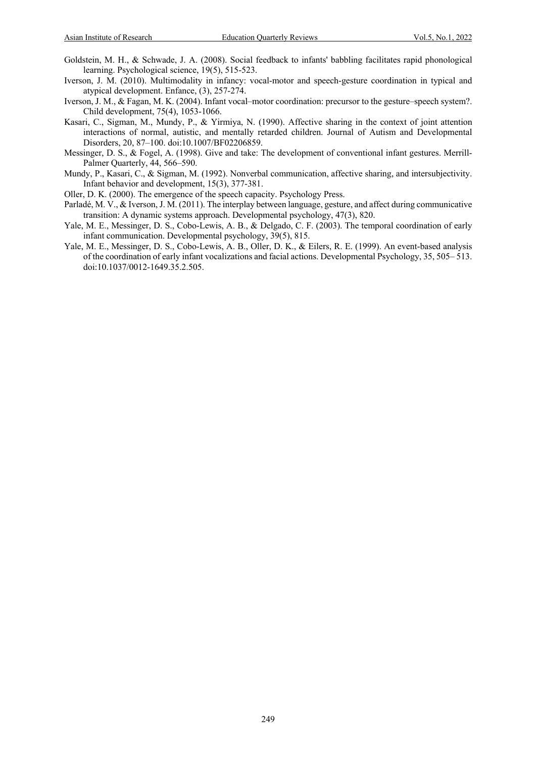Goldstein, M. H., & Schwade, J. A. (2008). Social feedback to infants' babbling facilitates rapid phonological learning. Psychological science, 19(5), 515-523.

Iverson, J. M. (2010). Multimodality in infancy: vocal-motor and speech-gesture coordination in typical and atypical development. Enfance, (3), 257-274.

Iverson, J. M., & Fagan, M. K. (2004). Infant vocal–motor coordination: precursor to the gesture–speech system?. Child development, 75(4), 1053-1066.

Kasari, C., Sigman, M., Mundy, P., & Yirmiya, N. (1990). Affective sharing in the context of joint attention interactions of normal, autistic, and mentally retarded children. Journal of Autism and Developmental Disorders, 20, 87–100. doi:10.1007/BF02206859.

Messinger, D. S., & Fogel, A. (1998). Give and take: The development of conventional infant gestures. Merrill-Palmer Quarterly, 44, 566–590.

Mundy, P., Kasari, C., & Sigman, M. (1992). Nonverbal communication, affective sharing, and intersubjectivity. Infant behavior and development, 15(3), 377-381.

Oller, D. K. (2000). The emergence of the speech capacity. Psychology Press.

Parladé, M. V., & Iverson, J. M. (2011). The interplay between language, gesture, and affect during communicative transition: A dynamic systems approach. Developmental psychology, 47(3), 820.

Yale, M. E., Messinger, D. S., Cobo-Lewis, A. B., & Delgado, C. F. (2003). The temporal coordination of early infant communication. Developmental psychology, 39(5), 815.

Yale, M. E., Messinger, D. S., Cobo-Lewis, A. B., Oller, D. K., & Eilers, R. E. (1999). An event-based analysis of the coordination of early infant vocalizations and facial actions. Developmental Psychology, 35, 505– 513. doi:10.1037/0012-1649.35.2.505.